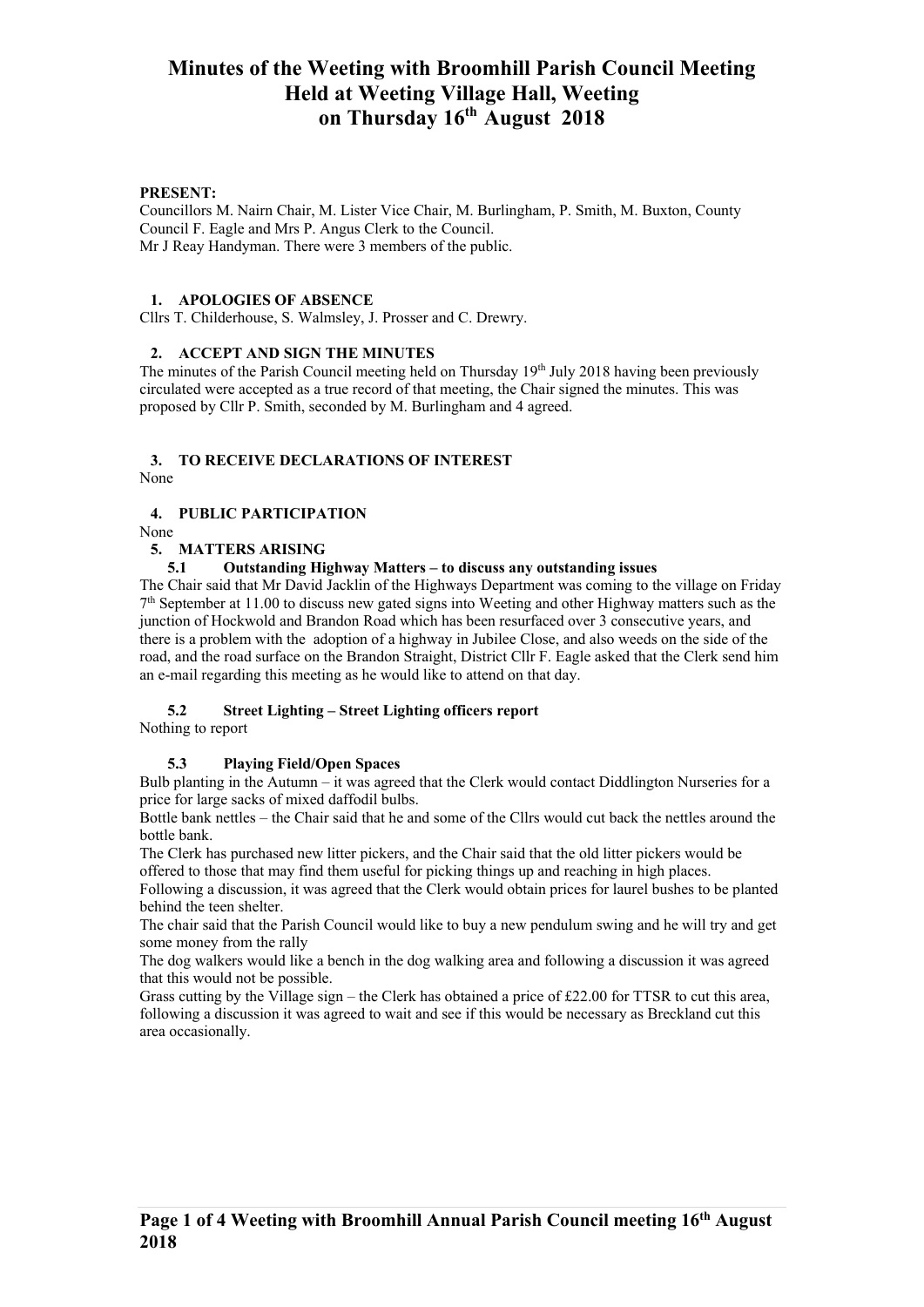# Minutes of the Weeting with Broomhill Parish Council Meeting Held at Weeting Village Hall, Weeting on Thursday 16th August 2018

**PRESENT:**
Councillors M. Nairn Chair, M. Lister Vice Chair, M. Burlingham, P. Smith, M. Buxton, County Council F. Eagle and Mrs P. Angus Clerk to the Council.
Mr J Reay Handyman. There were 3 members of the public.

## 1. APOLOGIES OF ABSENCE

Cllrs T. Childerhouse, S. Walmsley, J. Prosser and C. Drewry.

## 2. ACCEPT AND SIGN THE MINUTES

The minutes of the Parish Council meeting held on Thursday 19th July 2018 having been previously circulated were accepted as a true record of that meeting, the Chair signed the minutes. This was proposed by Cllr P. Smith, seconded by M. Burlingham and 4 agreed.

## 3. TO RECEIVE DECLARATIONS OF INTEREST

None

## 4. PUBLIC PARTICIPATION

None

## 5. MATTERS ARISING

### 5.1 Outstanding Highway Matters – to discuss any outstanding issues

The Chair said that Mr David Jacklin of the Highways Department was coming to the village on Friday 7th September at 11.00 to discuss new gated signs into Weeting and other Highway matters such as the junction of Hockwold and Brandon Road which has been resurfaced over 3 consecutive years, and there is a problem with the adoption of a highway in Jubilee Close, and also weeds on the side of the road, and the road surface on the Brandon Straight, District Cllr F. Eagle asked that the Clerk send him an e-mail regarding this meeting as he would like to attend on that day.

### 5.2 Street Lighting – Street Lighting officers report

Nothing to report

### 5.3 Playing Field/Open Spaces

Bulb planting in the Autumn – it was agreed that the Clerk would contact Diddlington Nurseries for a price for large sacks of mixed daffodil bulbs.

Bottle bank nettles – the Chair said that he and some of the Cllrs would cut back the nettles around the bottle bank.

The Clerk has purchased new litter pickers, and the Chair said that the old litter pickers would be offered to those that may find them useful for picking things up and reaching in high places.

Following a discussion, it was agreed that the Clerk would obtain prices for laurel bushes to be planted behind the teen shelter.

The chair said that the Parish Council would like to buy a new pendulum swing and he will try and get some money from the rally

The dog walkers would like a bench in the dog walking area and following a discussion it was agreed that this would not be possible.

Grass cutting by the Village sign – the Clerk has obtained a price of £22.00 for TTSR to cut this area, following a discussion it was agreed to wait and see if this would be necessary as Breckland cut this area occasionally.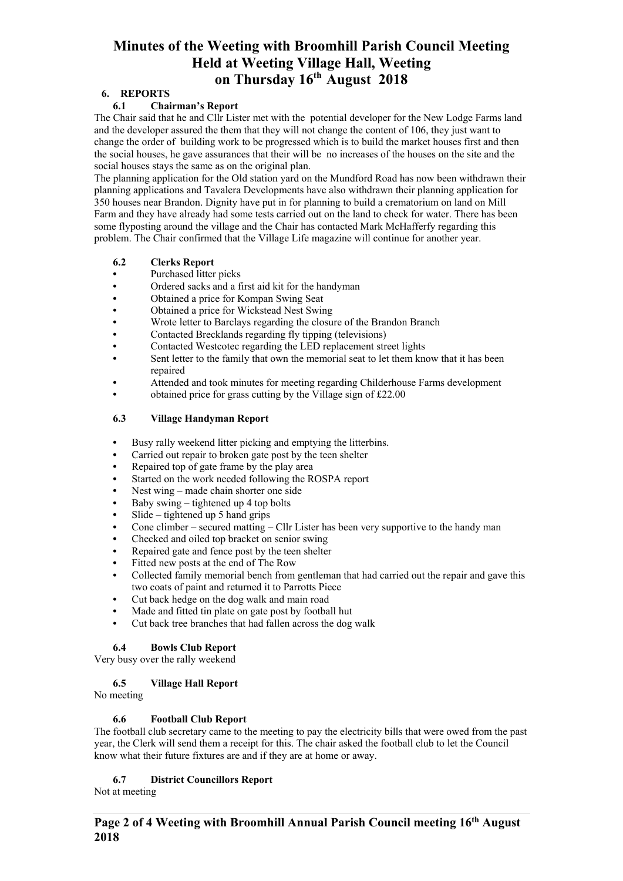# Minutes of the Weeting with Broomhill Parish Council Meeting Held at Weeting Village Hall, Weeting on Thursday 16th August 2018

## 6. REPORTS

### 6.1 Chairman's Report

The Chair said that he and Cllr Lister met with the potential developer for the New Lodge Farms land and the developer assured the them that they will not change the content of 106, they just want to change the order of building work to be progressed which is to build the market houses first and then the social houses, he gave assurances that their will be no increases of the houses on the site and the social houses stays the same as on the original plan.

The planning application for the Old station yard on the Mundford Road has now been withdrawn their planning applications and Tavalera Developments have also withdrawn their planning application for 350 houses near Brandon. Dignity have put in for planning to build a crematorium on land on Mill Farm and they have already had some tests carried out on the land to check for water. There has been some flyposting around the village and the Chair has contacted Mark McHafferfy regarding this problem. The Chair confirmed that the Village Life magazine will continue for another year.

### 6.2 Clerks Report

- Purchased litter picks
- Ordered sacks and a first aid kit for the handyman
- Obtained a price for Kompan Swing Seat
- Obtained a price for Wickstead Nest Swing
- Wrote letter to Barclays regarding the closure of the Brandon Branch
- Contacted Brecklands regarding fly tipping (televisions)
- Contacted Westcotec regarding the LED replacement street lights
- Sent letter to the family that own the memorial seat to let them know that it has been repaired
- Attended and took minutes for meeting regarding Childerhouse Farms development
- obtained price for grass cutting by the Village sign of £22.00

### 6.3 Village Handyman Report

- Busy rally weekend litter picking and emptying the litterbins.
- Carried out repair to broken gate post by the teen shelter
- Repaired top of gate frame by the play area
- Started on the work needed following the ROSPA report
- Nest wing – made chain shorter one side
- Baby swing – tightened up 4 top bolts
- Slide – tightened up 5 hand grips
- Cone climber – secured matting – Cllr Lister has been very supportive to the handy man
- Checked and oiled top bracket on senior swing
- Repaired gate and fence post by the teen shelter
- Fitted new posts at the end of The Row
- Collected family memorial bench from gentleman that had carried out the repair and gave this two coats of paint and returned it to Parrotts Piece
- Cut back hedge on the dog walk and main road
- Made and fitted tin plate on gate post by football hut
- Cut back tree branches that had fallen across the dog walk

### 6.4 Bowls Club Report

Very busy over the rally weekend

### 6.5 Village Hall Report

No meeting

### 6.6 Football Club Report

The football club secretary came to the meeting to pay the electricity bills that were owed from the past year, the Clerk will send them a receipt for this. The chair asked the football club to let the Council know what their future fixtures are and if they are at home or away.

### 6.7 District Councillors Report

Not at meeting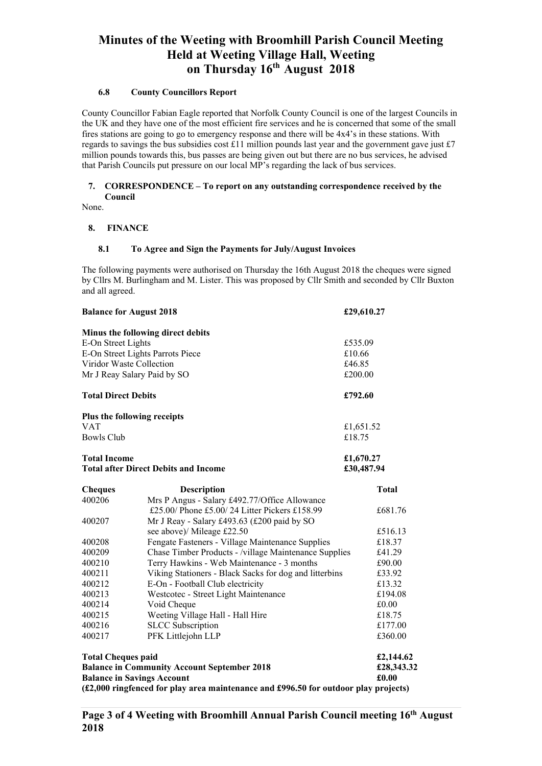# Minutes of the Weeting with Broomhill Parish Council Meeting Held at Weeting Village Hall, Weeting on Thursday 16th August 2018

### 6.8 County Councillors Report

County Councillor Fabian Eagle reported that Norfolk County Council is one of the largest Councils in the UK and they have one of the most efficient fire services and he is concerned that some of the small fires stations are going to go to emergency response and there will be 4x4's in these stations. With regards to savings the bus subsidies cost £11 million pounds last year and the government gave just £7 million pounds towards this, bus passes are being given out but there are no bus services, he advised that Parish Councils put pressure on our local MP's regarding the lack of bus services.

## 7. CORRESPONDENCE – To report on any outstanding correspondence received by the Council

None.

## 8. FINANCE

### 8.1 To Agree and Sign the Payments for July/August Invoices

The following payments were authorised on Thursday the 16th August 2018 the cheques were signed by Cllrs M. Burlingham and M. Lister. This was proposed by Cllr Smith and seconded by Cllr Buxton and all agreed.

| | |
|---|---|
| **Balance for August 2018** | **£29,610.27** |
| **Minus the following direct debits** | |
| E-On Street Lights | £535.09 |
| E-On Street Lights Parrots Piece | £10.66 |
| Viridor Waste Collection | £46.85 |
| Mr J Reay Salary Paid by SO | £200.00 |
| **Total Direct Debits** | **£792.60** |
| **Plus the following receipts** | |
| VAT | £1,651.52 |
| Bowls Club | £18.75 |
| **Total Income** | **£1,670.27** |
| **Total after Direct Debits and Income** | **£30,487.94** |

| Cheques | Description | Total |
|---|---|---|
| 400206 | Mrs P Angus - Salary £492.77/Office Allowance £25.00/ Phone £5.00/ 24 Litter Pickers £158.99 | £681.76 |
| 400207 | Mr J Reay - Salary £493.63 (£200 paid by SO see above)/ Mileage £22.50 | £516.13 |
| 400208 | Fengate Fasteners - Village Maintenance Supplies | £18.37 |
| 400209 | Chase Timber Products - /village Maintenance Supplies | £41.29 |
| 400210 | Terry Hawkins - Web Maintenance - 3 months | £90.00 |
| 400211 | Viking Stationers - Black Sacks for dog and litterbins | £33.92 |
| 400212 | E-On - Football Club electricity | £13.32 |
| 400213 | Westcotec - Street Light Maintenance | £194.08 |
| 400214 | Void Cheque | £0.00 |
| 400215 | Weeting Village Hall - Hall Hire | £18.75 |
| 400216 | SLCC Subscription | £177.00 |
| 400217 | PFK Littlejohn LLP | £360.00 |
| **Total Cheques paid** | | **£2,144.62** |
| **Balance in Community Account September 2018** | | **£28,343.32** |
| **Balance in Savings Account** | | **£0.00** |

**(£2,000 ringfenced for play area maintenance and £996.50 for outdoor play projects)**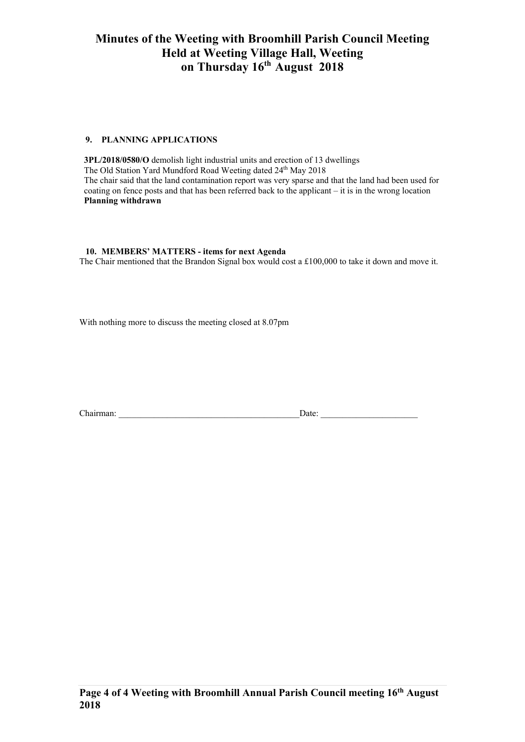# Minutes of the Weeting with Broomhill Parish Council Meeting
# Held at Weeting Village Hall, Weeting
# on Thursday 16th August 2018

### 9. PLANNING APPLICATIONS

**3PL/2018/0580/O** demolish light industrial units and erection of 13 dwellings
The Old Station Yard Mundford Road Weeting dated 24th May 2018
The chair said that the land contamination report was very sparse and that the land had been used for coating on fence posts and that has been referred back to the applicant – it is in the wrong location
**Planning withdrawn**

### 10. MEMBERS' MATTERS - items for next Agenda

The Chair mentioned that the Brandon Signal box would cost a £100,000 to take it down and move it.

With nothing more to discuss the meeting closed at 8.07pm

Chairman: ________________________________________ Date: _____________________